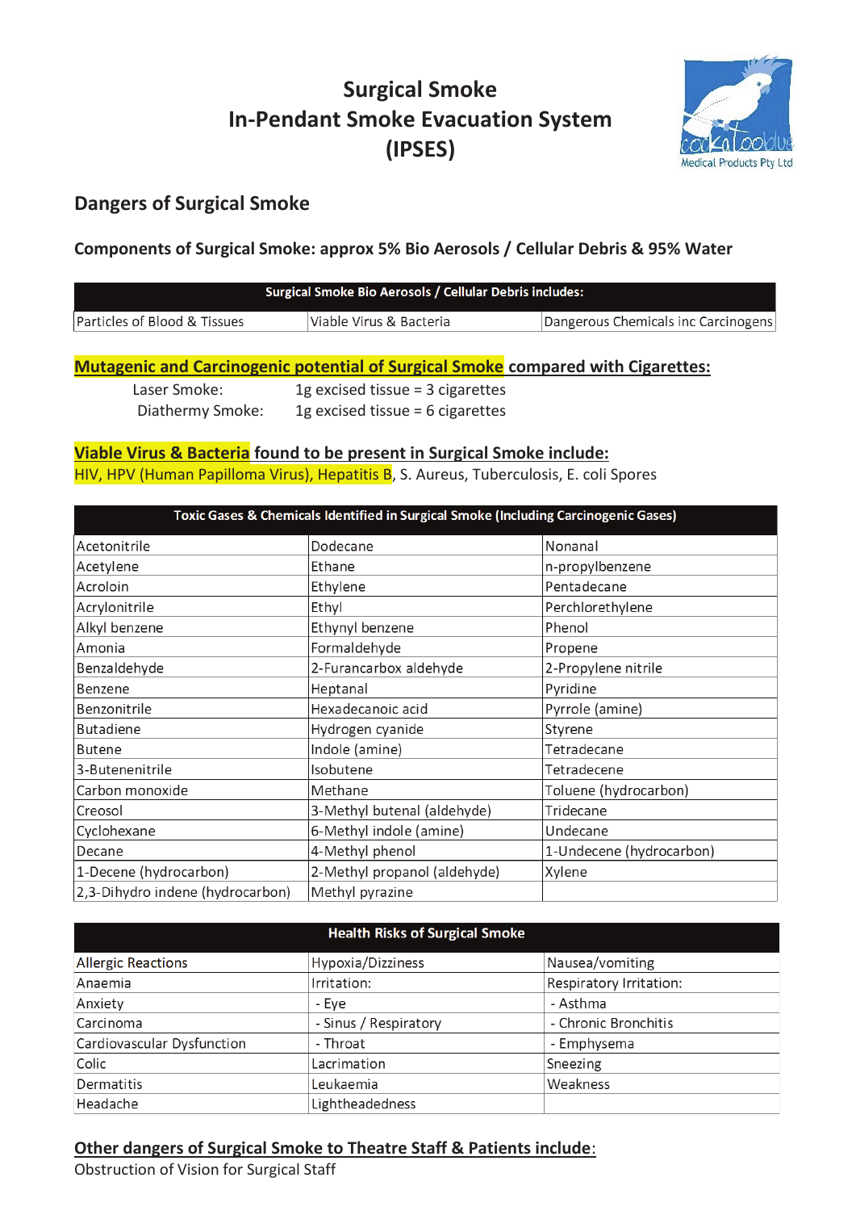# Surgical Smoke
# In-Pendant Smoke Evacuation System
# (IPSES)

Cockatooblue Medical Products Pty Ltd

## Dangers of Surgical Smoke

### Components of Surgical Smoke: approx 5% Bio Aerosols / Cellular Debris & 95% Water

| Surgical Smoke Bio Aerosols / Cellular Debris includes: | | |
|---|---|---|
| Particles of Blood & Tissues | Viable Virus & Bacteria | Dangerous Chemicals inc Carcinogens |

### Mutagenic and Carcinogenic potential of Surgical Smoke compared with Cigarettes:

Laser Smoke: 1g excised tissue = 3 cigarettes
Diathermy Smoke: 1g excised tissue = 6 cigarettes

### Viable Virus & Bacteria found to be present in Surgical Smoke include:

HIV, HPV (Human Papilloma Virus), Hepatitis B, S. Aureus, Tuberculosis, E. coli Spores

| Toxic Gases & Chemicals Identified in Surgical Smoke (Including Carcinogenic Gases) | | |
|---|---|---|
| Acetonitrile | Dodecane | Nonanal |
| Acetylene | Ethane | n-propylbenzene |
| Acroloin | Ethylene | Pentadecane |
| Acrylonitrile | Ethyl | Perchlorethylene |
| Alkyl benzene | Ethynyl benzene | Phenol |
| Amonia | Formaldehyde | Propene |
| Benzaldehyde | 2-Furancarbox aldehyde | 2-Propylene nitrile |
| Benzene | Heptanal | Pyridine |
| Benzonitrile | Hexadecanoic acid | Pyrrole (amine) |
| Butadiene | Hydrogen cyanide | Styrene |
| Butene | Indole (amine) | Tetradecane |
| 3-Butenenitrile | Isobutene | Tetradecene |
| Carbon monoxide | Methane | Toluene (hydrocarbon) |
| Creosol | 3-Methyl butenal (aldehyde) | Tridecane |
| Cyclohexane | 6-Methyl indole (amine) | Undecane |
| Decane | 4-Methyl phenol | 1-Undecene (hydrocarbon) |
| 1-Decene (hydrocarbon) | 2-Methyl propanol (aldehyde) | Xylene |
| 2,3-Dihydro indene (hydrocarbon) | Methyl pyrazine | |

| Health Risks of Surgical Smoke | | |
|---|---|---|
| Allergic Reactions | Hypoxia/Dizziness | Nausea/vomiting |
| Anaemia | Irritation: | Respiratory Irritation: |
| Anxiety | - Eye | - Asthma |
| Carcinoma | - Sinus / Respiratory | - Chronic Bronchitis |
| Cardiovascular Dysfunction | - Throat | - Emphysema |
| Colic | Lacrimation | Sneezing |
| Dermatitis | Leukaemia | Weakness |
| Headache | Lightheadedness | |

### Other dangers of Surgical Smoke to Theatre Staff & Patients include:

Obstruction of Vision for Surgical Staff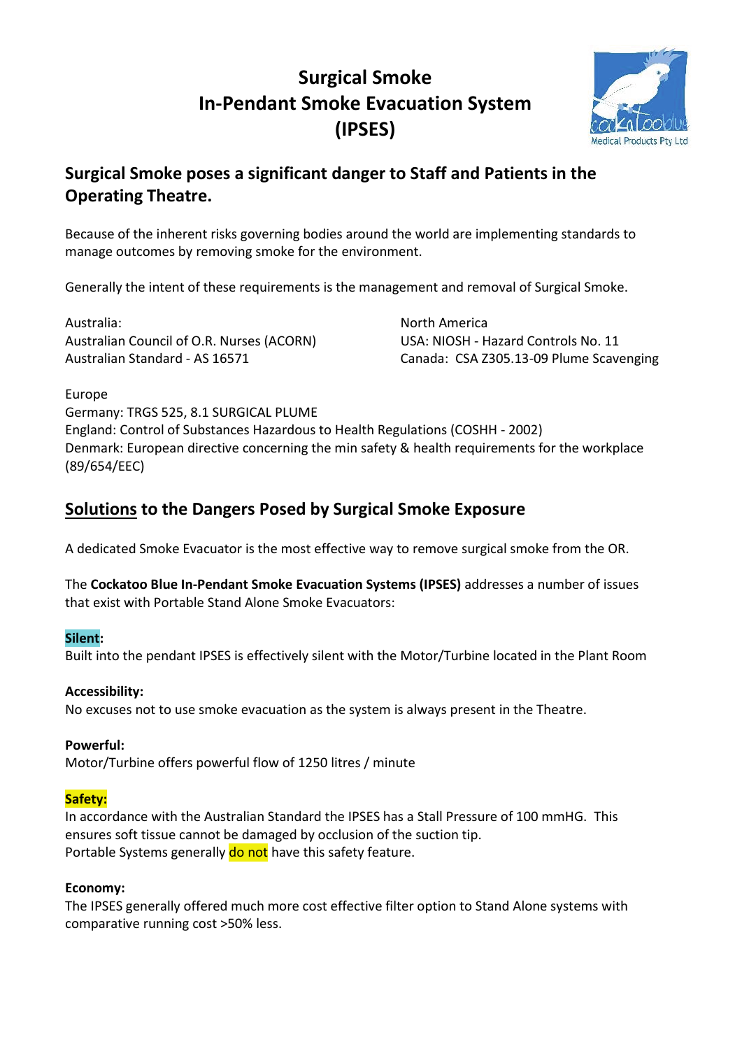# Surgical Smoke In-Pendant Smoke Evacuation System (IPSES)

## Surgical Smoke poses a significant danger to Staff and Patients in the Operating Theatre.

Because of the inherent risks governing bodies around the world are implementing standards to manage outcomes by removing smoke for the environment.

Generally the intent of these requirements is the management and removal of Surgical Smoke.

Australia:
Australian Council of O.R. Nurses (ACORN)
Australian Standard - AS 16571

North America
USA: NIOSH - Hazard Controls No. 11
Canada: CSA Z305.13-09 Plume Scavenging

Europe
Germany: TRGS 525, 8.1 SURGICAL PLUME
England: Control of Substances Hazardous to Health Regulations (COSHH - 2002)
Denmark: European directive concerning the min safety & health requirements for the workplace (89/654/EEC)

## Solutions to the Dangers Posed by Surgical Smoke Exposure

A dedicated Smoke Evacuator is the most effective way to remove surgical smoke from the OR.

The **Cockatoo Blue In-Pendant Smoke Evacuation Systems (IPSES)** addresses a number of issues that exist with Portable Stand Alone Smoke Evacuators:

**Silent:**
Built into the pendant IPSES is effectively silent with the Motor/Turbine located in the Plant Room

**Accessibility:**
No excuses not to use smoke evacuation as the system is always present in the Theatre.

**Powerful:**
Motor/Turbine offers powerful flow of 1250 litres / minute

**Safety:**
In accordance with the Australian Standard the IPSES has a Stall Pressure of 100 mmHG. This ensures soft tissue cannot be damaged by occlusion of the suction tip.
Portable Systems generally do not have this safety feature.

**Economy:**
The IPSES generally offered much more cost effective filter option to Stand Alone systems with comparative running cost >50% less.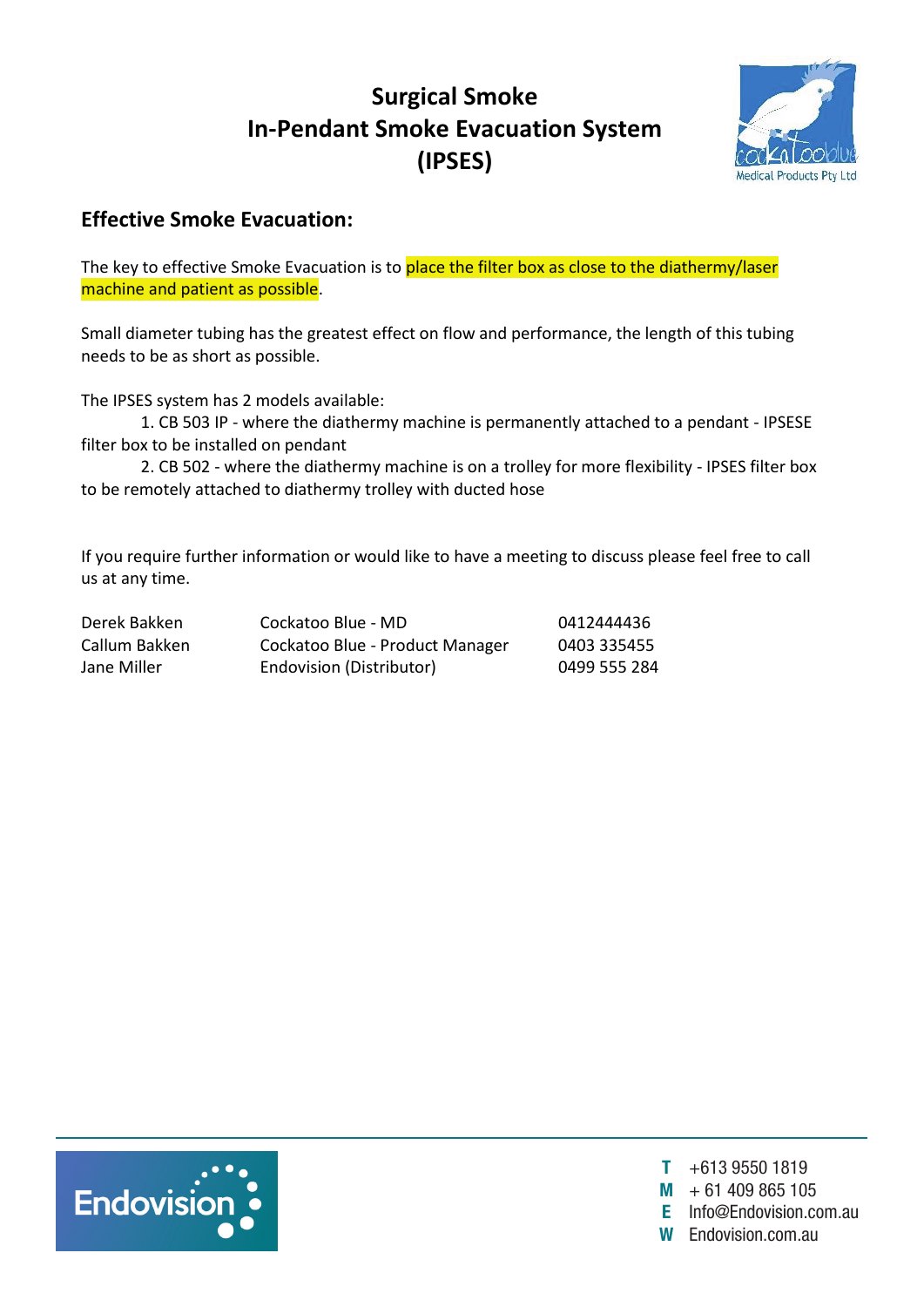# Surgical Smoke
# In-Pendant Smoke Evacuation System
# (IPSES)

Cockatoo Blue Medical Products Pty Ltd

## Effective Smoke Evacuation:

The key to effective Smoke Evacuation is to place the filter box as close to the diathermy/laser machine and patient as possible.

Small diameter tubing has the greatest effect on flow and performance, the length of this tubing needs to be as short as possible.

The IPSES system has 2 models available:

1. CB 503 IP - where the diathermy machine is permanently attached to a pendant - IPSESE filter box to be installed on pendant
2. CB 502 - where the diathermy machine is on a trolley for more flexibility - IPSES filter box to be remotely attached to diathermy trolley with ducted hose

If you require further information or would like to have a meeting to discuss please feel free to call us at any time.

| | | |
|---|---|---|
| Derek Bakken | Cockatoo Blue - MD | 0412444436 |
| Callum Bakken | Cockatoo Blue - Product Manager | 0403 335455 |
| Jane Miller | Endovision (Distributor) | 0499 555 284 |

Endovision

**T** +613 9550 1819
**M** + 61 409 865 105
**E** Info@Endovision.com.au
**W** Endovision.com.au